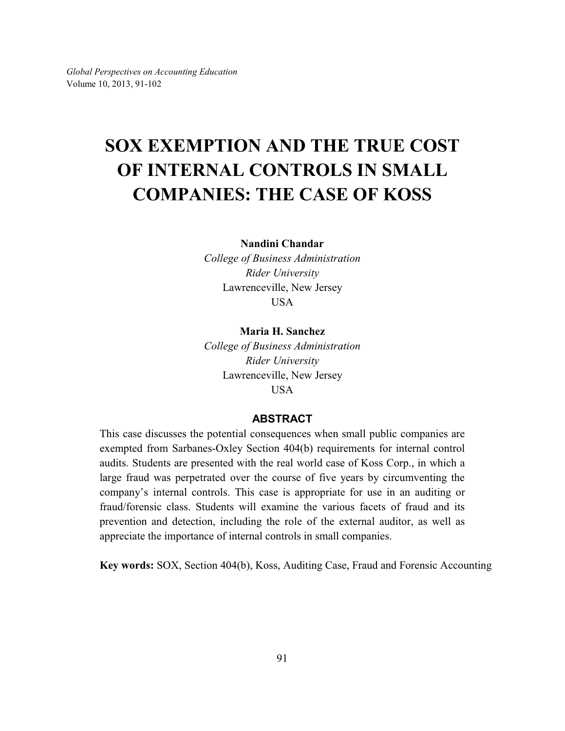# SOX EXEMPTION AND THE TRUE COST OF INTERNAL CONTROLS IN SMALL COMPANIES: THE CASE OF KOSS

**Nandini Chandar**
*College of Business Administration*
*Rider University*
Lawrenceville, New Jersey
USA

**Maria H. Sanchez**
*College of Business Administration*
*Rider University*
Lawrenceville, New Jersey
USA

## ABSTRACT

This case discusses the potential consequences when small public companies are exempted from Sarbanes-Oxley Section 404(b) requirements for internal control audits. Students are presented with the real world case of Koss Corp., in which a large fraud was perpetrated over the course of five years by circumventing the company's internal controls. This case is appropriate for use in an auditing or fraud/forensic class. Students will examine the various facets of fraud and its prevention and detection, including the role of the external auditor, as well as appreciate the importance of internal controls in small companies.

**Key words:** SOX, Section 404(b), Koss, Auditing Case, Fraud and Forensic Accounting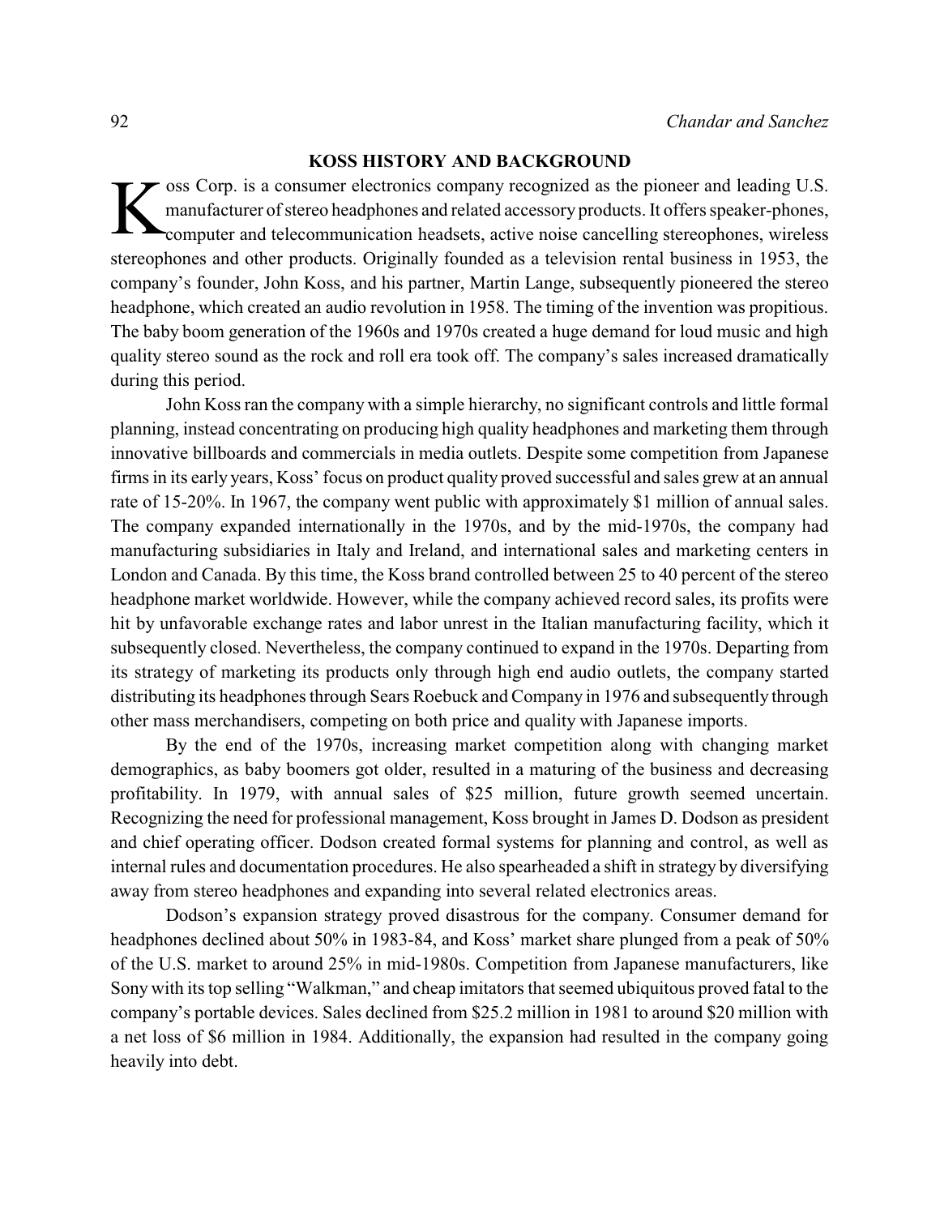## KOSS HISTORY AND BACKGROUND

Koss Corp. is a consumer electronics company recognized as the pioneer and leading U.S. manufacturer of stereo headphones and related accessory products. It offers speaker-phones, computer and telecommunication headsets, active noise cancelling stereophones, wireless stereophones and other products. Originally founded as a television rental business in 1953, the company's founder, John Koss, and his partner, Martin Lange, subsequently pioneered the stereo headphone, which created an audio revolution in 1958. The timing of the invention was propitious. The baby boom generation of the 1960s and 1970s created a huge demand for loud music and high quality stereo sound as the rock and roll era took off. The company's sales increased dramatically during this period.

John Koss ran the company with a simple hierarchy, no significant controls and little formal planning, instead concentrating on producing high quality headphones and marketing them through innovative billboards and commercials in media outlets. Despite some competition from Japanese firms in its early years, Koss' focus on product quality proved successful and sales grew at an annual rate of 15-20%. In 1967, the company went public with approximately $1 million of annual sales. The company expanded internationally in the 1970s, and by the mid-1970s, the company had manufacturing subsidiaries in Italy and Ireland, and international sales and marketing centers in London and Canada. By this time, the Koss brand controlled between 25 to 40 percent of the stereo headphone market worldwide. However, while the company achieved record sales, its profits were hit by unfavorable exchange rates and labor unrest in the Italian manufacturing facility, which it subsequently closed. Nevertheless, the company continued to expand in the 1970s. Departing from its strategy of marketing its products only through high end audio outlets, the company started distributing its headphones through Sears Roebuck and Company in 1976 and subsequently through other mass merchandisers, competing on both price and quality with Japanese imports.

By the end of the 1970s, increasing market competition along with changing market demographics, as baby boomers got older, resulted in a maturing of the business and decreasing profitability. In 1979, with annual sales of $25 million, future growth seemed uncertain. Recognizing the need for professional management, Koss brought in James D. Dodson as president and chief operating officer. Dodson created formal systems for planning and control, as well as internal rules and documentation procedures. He also spearheaded a shift in strategy by diversifying away from stereo headphones and expanding into several related electronics areas.

Dodson's expansion strategy proved disastrous for the company. Consumer demand for headphones declined about 50% in 1983-84, and Koss' market share plunged from a peak of 50% of the U.S. market to around 25% in mid-1980s. Competition from Japanese manufacturers, like Sony with its top selling "Walkman," and cheap imitators that seemed ubiquitous proved fatal to the company's portable devices. Sales declined from $25.2 million in 1981 to around $20 million with a net loss of $6 million in 1984. Additionally, the expansion had resulted in the company going heavily into debt.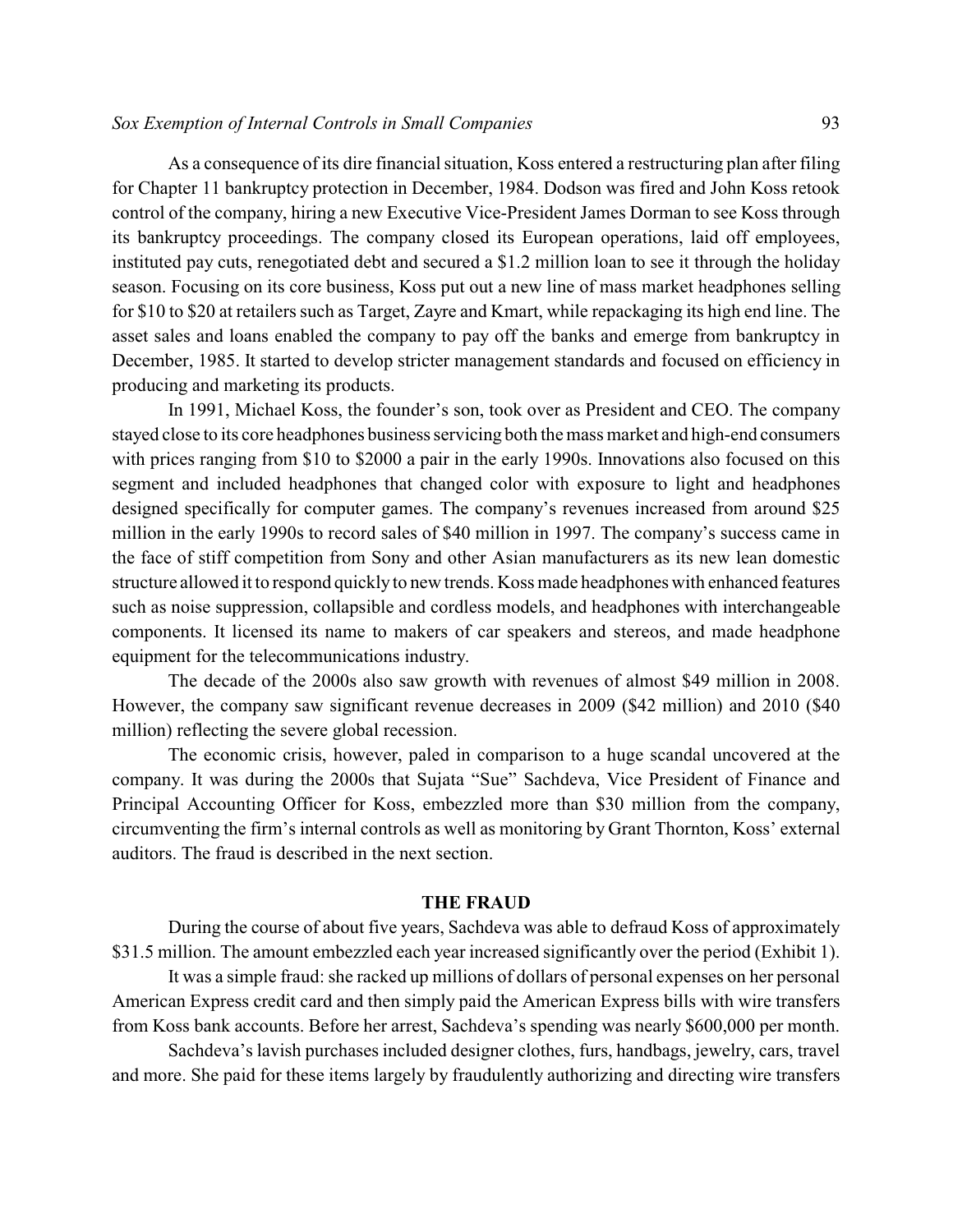As a consequence of its dire financial situation, Koss entered a restructuring plan after filing for Chapter 11 bankruptcy protection in December, 1984. Dodson was fired and John Koss retook control of the company, hiring a new Executive Vice-President James Dorman to see Koss through its bankruptcy proceedings. The company closed its European operations, laid off employees, instituted pay cuts, renegotiated debt and secured a $1.2 million loan to see it through the holiday season. Focusing on its core business, Koss put out a new line of mass market headphones selling for $10 to $20 at retailers such as Target, Zayre and Kmart, while repackaging its high end line. The asset sales and loans enabled the company to pay off the banks and emerge from bankruptcy in December, 1985. It started to develop stricter management standards and focused on efficiency in producing and marketing its products.

In 1991, Michael Koss, the founder's son, took over as President and CEO. The company stayed close to its core headphones business servicing both the mass market and high-end consumers with prices ranging from $10 to $2000 a pair in the early 1990s. Innovations also focused on this segment and included headphones that changed color with exposure to light and headphones designed specifically for computer games. The company's revenues increased from around $25 million in the early 1990s to record sales of $40 million in 1997. The company's success came in the face of stiff competition from Sony and other Asian manufacturers as its new lean domestic structure allowed it to respond quickly to new trends. Koss made headphones with enhanced features such as noise suppression, collapsible and cordless models, and headphones with interchangeable components. It licensed its name to makers of car speakers and stereos, and made headphone equipment for the telecommunications industry.

The decade of the 2000s also saw growth with revenues of almost $49 million in 2008. However, the company saw significant revenue decreases in 2009 ($42 million) and 2010 ($40 million) reflecting the severe global recession.

The economic crisis, however, paled in comparison to a huge scandal uncovered at the company. It was during the 2000s that Sujata "Sue" Sachdeva, Vice President of Finance and Principal Accounting Officer for Koss, embezzled more than $30 million from the company, circumventing the firm's internal controls as well as monitoring by Grant Thornton, Koss' external auditors. The fraud is described in the next section.

## THE FRAUD

During the course of about five years, Sachdeva was able to defraud Koss of approximately $31.5 million. The amount embezzled each year increased significantly over the period (Exhibit 1).

It was a simple fraud: she racked up millions of dollars of personal expenses on her personal American Express credit card and then simply paid the American Express bills with wire transfers from Koss bank accounts. Before her arrest, Sachdeva's spending was nearly $600,000 per month.

Sachdeva's lavish purchases included designer clothes, furs, handbags, jewelry, cars, travel and more. She paid for these items largely by fraudulently authorizing and directing wire transfers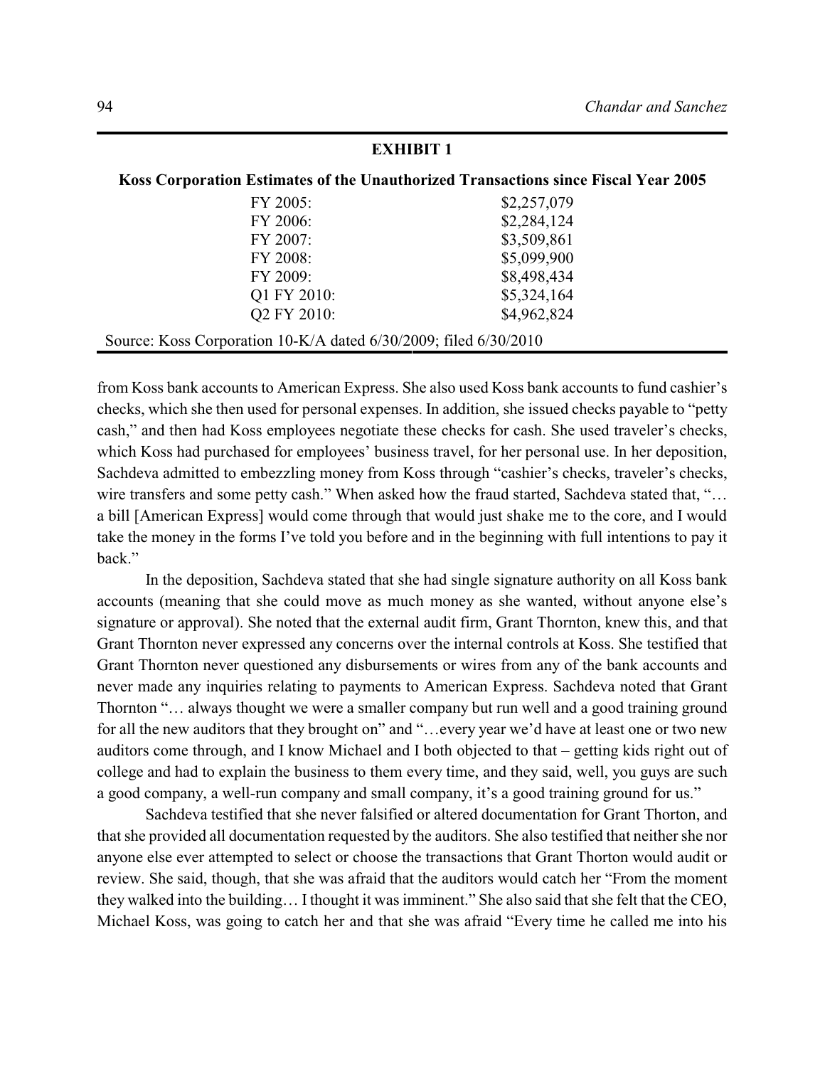**EXHIBIT 1**

**Koss Corporation Estimates of the Unauthorized Transactions since Fiscal Year 2005**

| Period | Amount |
|---|---|
| FY 2005: | $2,257,079 |
| FY 2006: | $2,284,124 |
| FY 2007: | $3,509,861 |
| FY 2008: | $5,099,900 |
| FY 2009: | $8,498,434 |
| Q1 FY 2010: | $5,324,164 |
| Q2 FY 2010: | $4,962,824 |

Source: Koss Corporation 10-K/A dated 6/30/2009; filed 6/30/2010

from Koss bank accounts to American Express. She also used Koss bank accounts to fund cashier's checks, which she then used for personal expenses. In addition, she issued checks payable to "petty cash," and then had Koss employees negotiate these checks for cash. She used traveler's checks, which Koss had purchased for employees' business travel, for her personal use. In her deposition, Sachdeva admitted to embezzling money from Koss through "cashier's checks, traveler's checks, wire transfers and some petty cash." When asked how the fraud started, Sachdeva stated that, "… a bill [American Express] would come through that would just shake me to the core, and I would take the money in the forms I've told you before and in the beginning with full intentions to pay it back."

In the deposition, Sachdeva stated that she had single signature authority on all Koss bank accounts (meaning that she could move as much money as she wanted, without anyone else's signature or approval). She noted that the external audit firm, Grant Thornton, knew this, and that Grant Thornton never expressed any concerns over the internal controls at Koss. She testified that Grant Thornton never questioned any disbursements or wires from any of the bank accounts and never made any inquiries relating to payments to American Express. Sachdeva noted that Grant Thornton "… always thought we were a smaller company but run well and a good training ground for all the new auditors that they brought on" and "…every year we'd have at least one or two new auditors come through, and I know Michael and I both objected to that – getting kids right out of college and had to explain the business to them every time, and they said, well, you guys are such a good company, a well-run company and small company, it's a good training ground for us."

Sachdeva testified that she never falsified or altered documentation for Grant Thorton, and that she provided all documentation requested by the auditors. She also testified that neither she nor anyone else ever attempted to select or choose the transactions that Grant Thorton would audit or review. She said, though, that she was afraid that the auditors would catch her "From the moment they walked into the building… I thought it was imminent." She also said that she felt that the CEO, Michael Koss, was going to catch her and that she was afraid "Every time he called me into his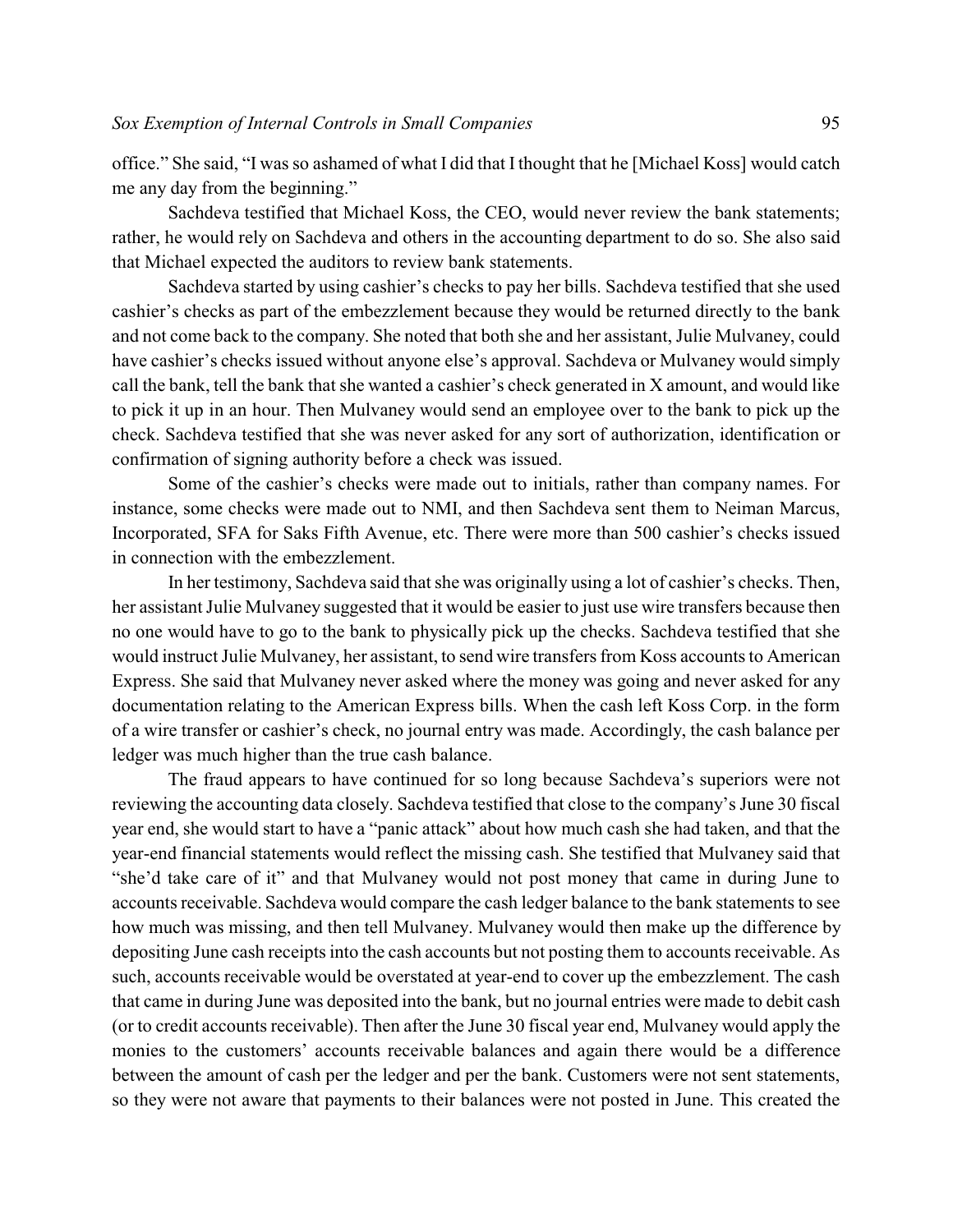office." She said, "I was so ashamed of what I did that I thought that he [Michael Koss] would catch me any day from the beginning."

Sachdeva testified that Michael Koss, the CEO, would never review the bank statements; rather, he would rely on Sachdeva and others in the accounting department to do so. She also said that Michael expected the auditors to review bank statements.

Sachdeva started by using cashier's checks to pay her bills. Sachdeva testified that she used cashier's checks as part of the embezzlement because they would be returned directly to the bank and not come back to the company. She noted that both she and her assistant, Julie Mulvaney, could have cashier's checks issued without anyone else's approval. Sachdeva or Mulvaney would simply call the bank, tell the bank that she wanted a cashier's check generated in X amount, and would like to pick it up in an hour. Then Mulvaney would send an employee over to the bank to pick up the check. Sachdeva testified that she was never asked for any sort of authorization, identification or confirmation of signing authority before a check was issued.

Some of the cashier's checks were made out to initials, rather than company names. For instance, some checks were made out to NMI, and then Sachdeva sent them to Neiman Marcus, Incorporated, SFA for Saks Fifth Avenue, etc. There were more than 500 cashier's checks issued in connection with the embezzlement.

In her testimony, Sachdeva said that she was originally using a lot of cashier's checks. Then, her assistant Julie Mulvaney suggested that it would be easier to just use wire transfers because then no one would have to go to the bank to physically pick up the checks. Sachdeva testified that she would instruct Julie Mulvaney, her assistant, to send wire transfers from Koss accounts to American Express. She said that Mulvaney never asked where the money was going and never asked for any documentation relating to the American Express bills. When the cash left Koss Corp. in the form of a wire transfer or cashier's check, no journal entry was made. Accordingly, the cash balance per ledger was much higher than the true cash balance.

The fraud appears to have continued for so long because Sachdeva's superiors were not reviewing the accounting data closely. Sachdeva testified that close to the company's June 30 fiscal year end, she would start to have a "panic attack" about how much cash she had taken, and that the year-end financial statements would reflect the missing cash. She testified that Mulvaney said that "she'd take care of it" and that Mulvaney would not post money that came in during June to accounts receivable. Sachdeva would compare the cash ledger balance to the bank statements to see how much was missing, and then tell Mulvaney. Mulvaney would then make up the difference by depositing June cash receipts into the cash accounts but not posting them to accounts receivable. As such, accounts receivable would be overstated at year-end to cover up the embezzlement. The cash that came in during June was deposited into the bank, but no journal entries were made to debit cash (or to credit accounts receivable). Then after the June 30 fiscal year end, Mulvaney would apply the monies to the customers' accounts receivable balances and again there would be a difference between the amount of cash per the ledger and per the bank. Customers were not sent statements, so they were not aware that payments to their balances were not posted in June. This created the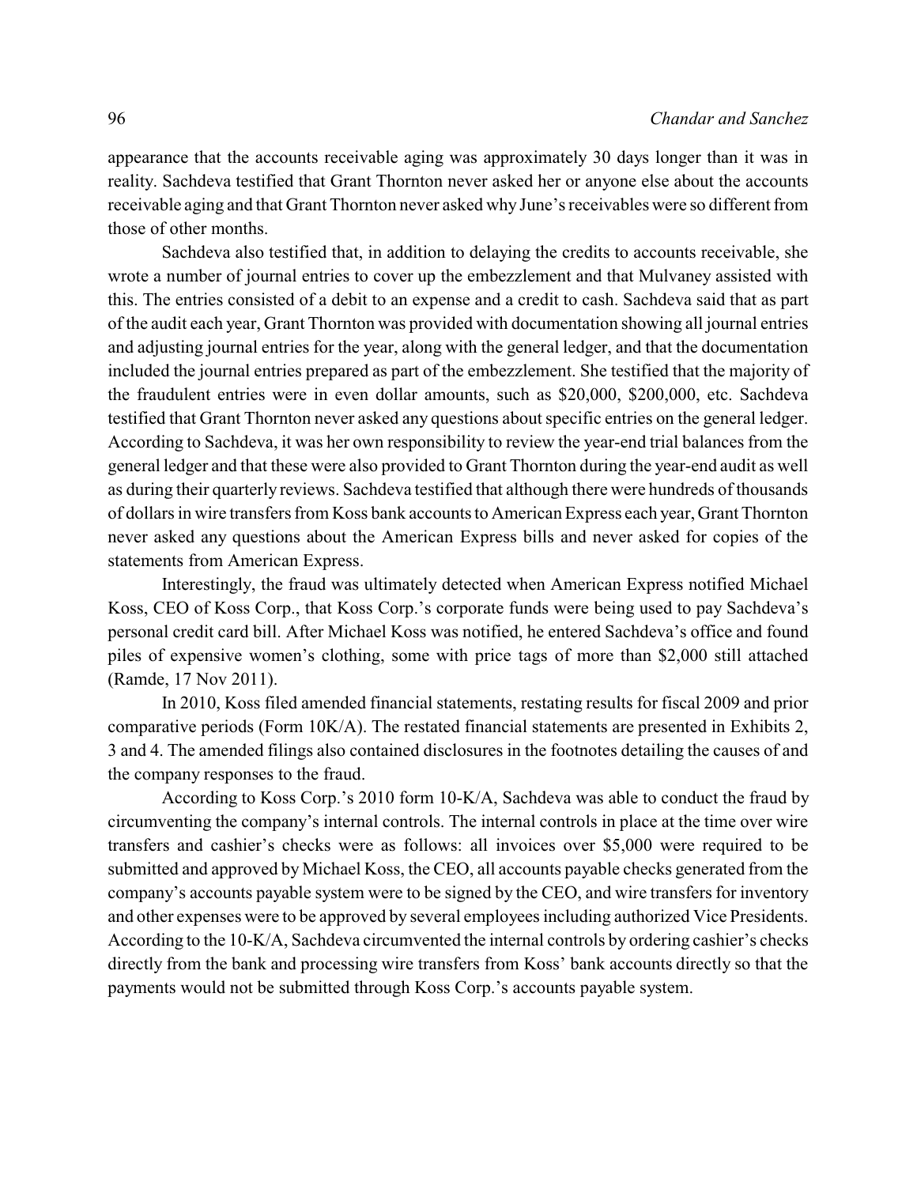appearance that the accounts receivable aging was approximately 30 days longer than it was in reality. Sachdeva testified that Grant Thornton never asked her or anyone else about the accounts receivable aging and that Grant Thornton never asked why June's receivables were so different from those of other months.

Sachdeva also testified that, in addition to delaying the credits to accounts receivable, she wrote a number of journal entries to cover up the embezzlement and that Mulvaney assisted with this. The entries consisted of a debit to an expense and a credit to cash. Sachdeva said that as part of the audit each year, Grant Thornton was provided with documentation showing all journal entries and adjusting journal entries for the year, along with the general ledger, and that the documentation included the journal entries prepared as part of the embezzlement. She testified that the majority of the fraudulent entries were in even dollar amounts, such as $20,000, $200,000, etc. Sachdeva testified that Grant Thornton never asked any questions about specific entries on the general ledger. According to Sachdeva, it was her own responsibility to review the year-end trial balances from the general ledger and that these were also provided to Grant Thornton during the year-end audit as well as during their quarterly reviews. Sachdeva testified that although there were hundreds of thousands of dollars in wire transfers from Koss bank accounts to American Express each year, Grant Thornton never asked any questions about the American Express bills and never asked for copies of the statements from American Express.

Interestingly, the fraud was ultimately detected when American Express notified Michael Koss, CEO of Koss Corp., that Koss Corp.'s corporate funds were being used to pay Sachdeva's personal credit card bill. After Michael Koss was notified, he entered Sachdeva's office and found piles of expensive women's clothing, some with price tags of more than $2,000 still attached (Ramde, 17 Nov 2011).

In 2010, Koss filed amended financial statements, restating results for fiscal 2009 and prior comparative periods (Form 10K/A). The restated financial statements are presented in Exhibits 2, 3 and 4. The amended filings also contained disclosures in the footnotes detailing the causes of and the company responses to the fraud.

According to Koss Corp.'s 2010 form 10-K/A, Sachdeva was able to conduct the fraud by circumventing the company's internal controls. The internal controls in place at the time over wire transfers and cashier's checks were as follows: all invoices over $5,000 were required to be submitted and approved by Michael Koss, the CEO, all accounts payable checks generated from the company's accounts payable system were to be signed by the CEO, and wire transfers for inventory and other expenses were to be approved by several employees including authorized Vice Presidents. According to the 10-K/A, Sachdeva circumvented the internal controls by ordering cashier's checks directly from the bank and processing wire transfers from Koss' bank accounts directly so that the payments would not be submitted through Koss Corp.'s accounts payable system.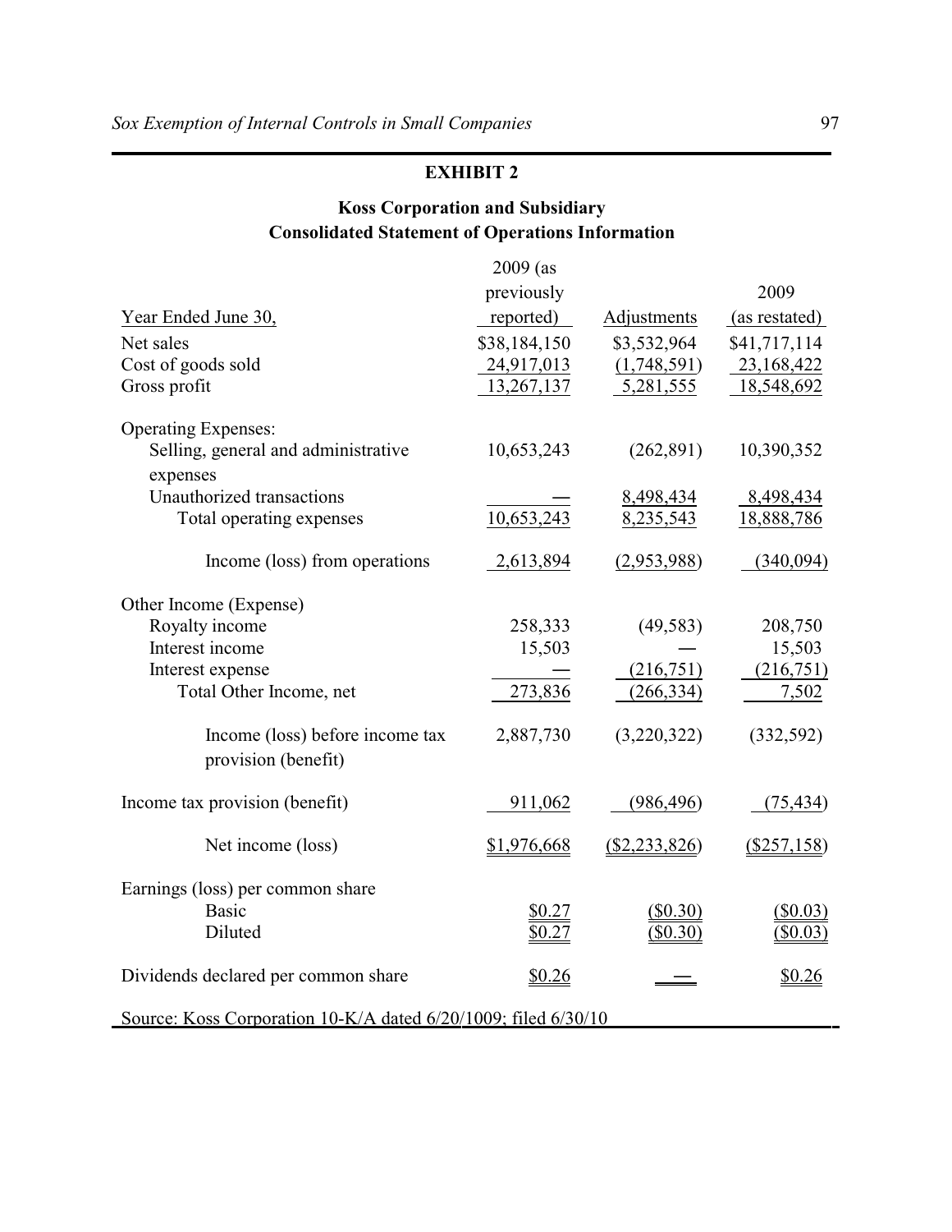## EXHIBIT 2

### Koss Corporation and Subsidiary
### Consolidated Statement of Operations Information

| Year Ended June 30, | 2009 (as previously reported) | Adjustments | 2009 (as restated) |
|---|---|---|---|
| Net sales | $38,184,150 | $3,532,964 | $41,717,114 |
| Cost of goods sold | 24,917,013 | (1,748,591) | 23,168,422 |
| Gross profit | 13,267,137 | 5,281,555 | 18,548,692 |
| Operating Expenses: | | | |
| Selling, general and administrative expenses | 10,653,243 | (262,891) | 10,390,352 |
| Unauthorized transactions | — | 8,498,434 | 8,498,434 |
| Total operating expenses | 10,653,243 | 8,235,543 | 18,888,786 |
| Income (loss) from operations | 2,613,894 | (2,953,988) | (340,094) |
| Other Income (Expense) | | | |
| Royalty income | 258,333 | (49,583) | 208,750 |
| Interest income | 15,503 | — | 15,503 |
| Interest expense | — | (216,751) | (216,751) |
| Total Other Income, net | 273,836 | (266,334) | 7,502 |
| Income (loss) before income tax provision (benefit) | 2,887,730 | (3,220,322) | (332,592) |
| Income tax provision (benefit) | 911,062 | (986,496) | (75,434) |
| Net income (loss) | $1,976,668 | ($2,233,826) | ($257,158) |
| Earnings (loss) per common share | | | |
| Basic | $0.27 | ($0.30) | ($0.03) |
| Diluted | $0.27 | ($0.30) | ($0.03) |
| Dividends declared per common share | $0.26 | — | $0.26 |

Source: Koss Corporation 10-K/A dated 6/20/1009; filed 6/30/10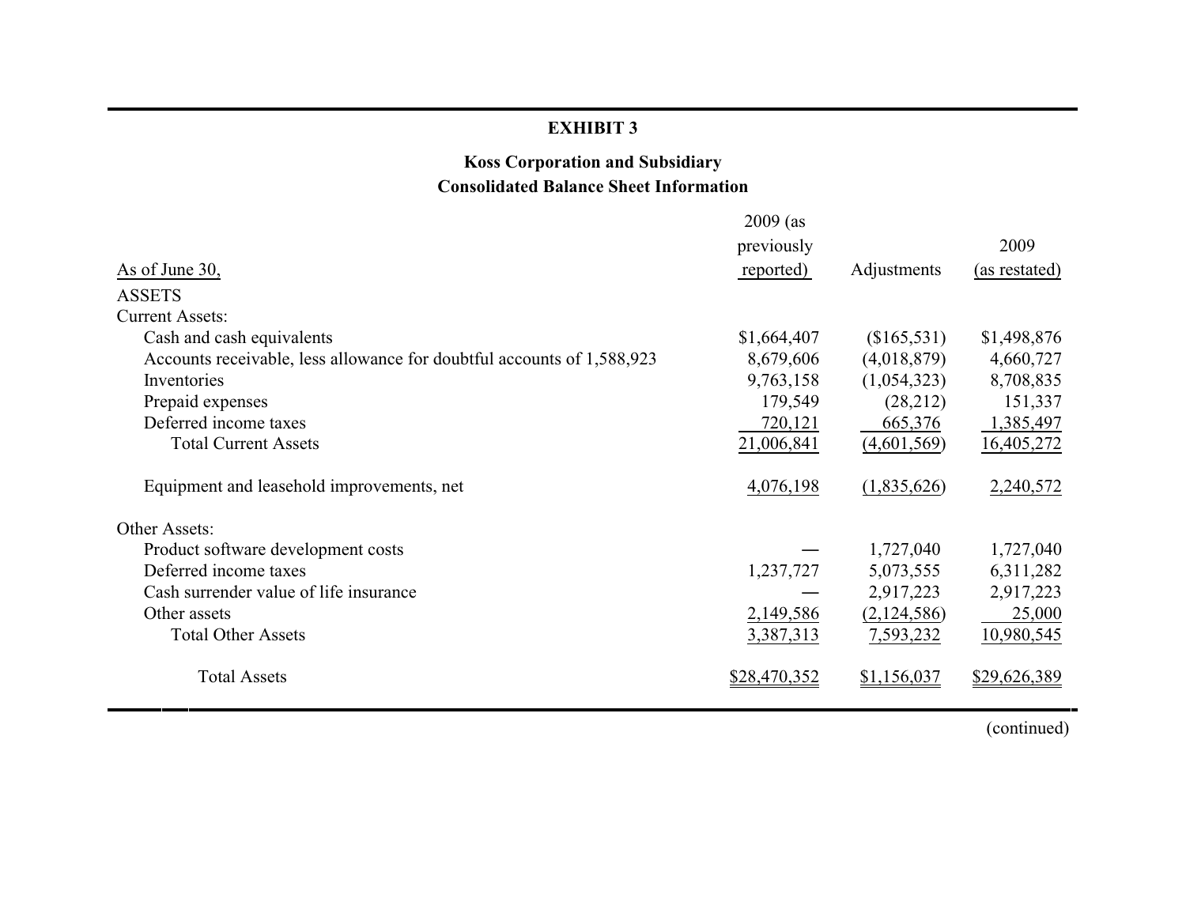**EXHIBIT 3**

**Koss Corporation and Subsidiary**
**Consolidated Balance Sheet Information**

| As of June 30, | 2009 (as previously reported) | Adjustments | 2009 (as restated) |
|---|---|---|---|
| ASSETS | | | |
| Current Assets: | | | |
| Cash and cash equivalents | $1,664,407 | ($165,531) | $1,498,876 |
| Accounts receivable, less allowance for doubtful accounts of 1,588,923 | 8,679,606 | (4,018,879) | 4,660,727 |
| Inventories | 9,763,158 | (1,054,323) | 8,708,835 |
| Prepaid expenses | 179,549 | (28,212) | 151,337 |
| Deferred income taxes | 720,121 | 665,376 | 1,385,497 |
| Total Current Assets | 21,006,841 | (4,601,569) | 16,405,272 |
| Equipment and leasehold improvements, net | 4,076,198 | (1,835,626) | 2,240,572 |
| Other Assets: | | | |
| Product software development costs | — | 1,727,040 | 1,727,040 |
| Deferred income taxes | 1,237,727 | 5,073,555 | 6,311,282 |
| Cash surrender value of life insurance | — | 2,917,223 | 2,917,223 |
| Other assets | 2,149,586 | (2,124,586) | 25,000 |
| Total Other Assets | 3,387,313 | 7,593,232 | 10,980,545 |
| Total Assets | $28,470,352 | $1,156,037 | $29,626,389 |

(continued)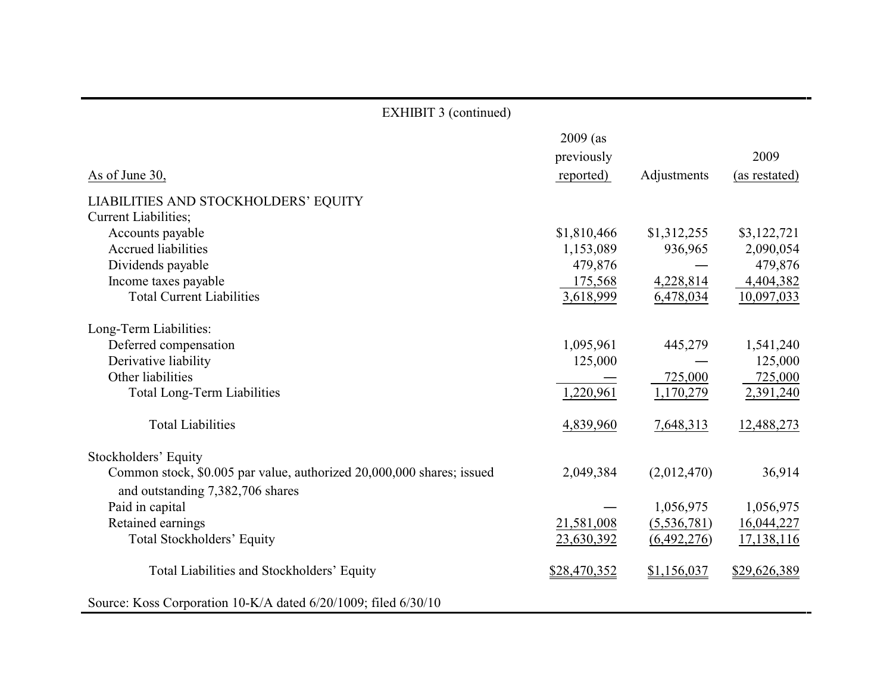EXHIBIT 3 (continued)

| As of June 30, | 2009 (as previously reported) | Adjustments | 2009 (as restated) |
|---|---|---|---|
| LIABILITIES AND STOCKHOLDERS' EQUITY | | | |
| Current Liabilities; | | | |
| Accounts payable | $1,810,466 | $1,312,255 | $3,122,721 |
| Accrued liabilities | 1,153,089 | 936,965 | 2,090,054 |
| Dividends payable | 479,876 | — | 479,876 |
| Income taxes payable | 175,568 | 4,228,814 | 4,404,382 |
| Total Current Liabilities | 3,618,999 | 6,478,034 | 10,097,033 |
| Long-Term Liabilities: | | | |
| Deferred compensation | 1,095,961 | 445,279 | 1,541,240 |
| Derivative liability | 125,000 | — | 125,000 |
| Other liabilities | — | 725,000 | 725,000 |
| Total Long-Term Liabilities | 1,220,961 | 1,170,279 | 2,391,240 |
| Total Liabilities | 4,839,960 | 7,648,313 | 12,488,273 |
| Stockholders' Equity | | | |
| Common stock, $0.005 par value, authorized 20,000,000 shares; issued and outstanding 7,382,706 shares | 2,049,384 | (2,012,470) | 36,914 |
| Paid in capital | — | 1,056,975 | 1,056,975 |
| Retained earnings | 21,581,008 | (5,536,781) | 16,044,227 |
| Total Stockholders' Equity | 23,630,392 | (6,492,276) | 17,138,116 |
| Total Liabilities and Stockholders' Equity | $28,470,352 | $1,156,037 | $29,626,389 |

Source: Koss Corporation 10-K/A dated 6/20/1009; filed 6/30/10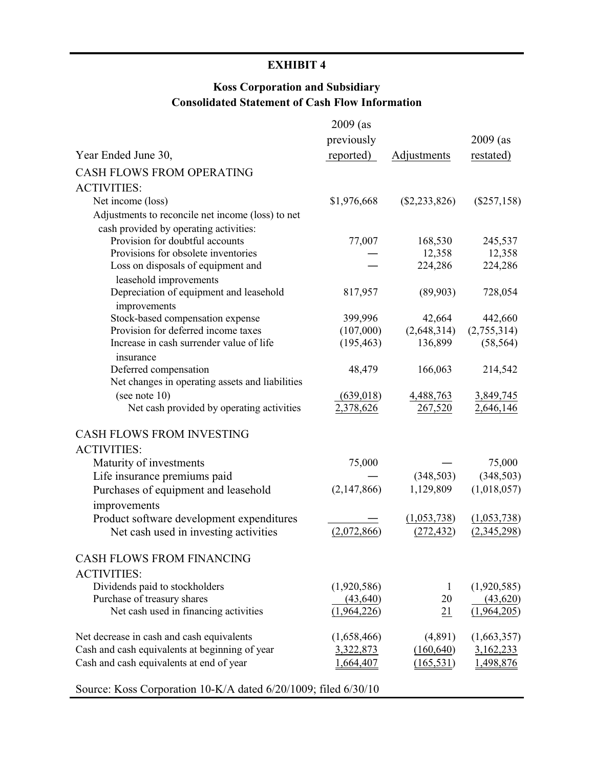# EXHIBIT 4

## Koss Corporation and Subsidiary
## Consolidated Statement of Cash Flow Information

| Year Ended June 30, | 2009 (as previously reported) | Adjustments | 2009 (as restated) |
|---|---|---|---|
| CASH FLOWS FROM OPERATING ACTIVITIES: | | | |
| Net income (loss) | $1,976,668 | ($2,233,826) | ($257,158) |
| Adjustments to reconcile net income (loss) to net cash provided by operating activities: | | | |
| Provision for doubtful accounts | 77,007 | 168,530 | 245,537 |
| Provisions for obsolete inventories | — | 12,358 | 12,358 |
| Loss on disposals of equipment and leasehold improvements | — | 224,286 | 224,286 |
| Depreciation of equipment and leasehold improvements | 817,957 | (89,903) | 728,054 |
| Stock-based compensation expense | 399,996 | 42,664 | 442,660 |
| Provision for deferred income taxes | (107,000) | (2,648,314) | (2,755,314) |
| Increase in cash surrender value of life insurance | (195,463) | 136,899 | (58,564) |
| Deferred compensation | 48,479 | 166,063 | 214,542 |
| Net changes in operating assets and liabilities (see note 10) | (639,018) | 4,488,763 | 3,849,745 |
| Net cash provided by operating activities | 2,378,626 | 267,520 | 2,646,146 |
| CASH FLOWS FROM INVESTING ACTIVITIES: | | | |
| Maturity of investments | 75,000 | — | 75,000 |
| Life insurance premiums paid | — | (348,503) | (348,503) |
| Purchases of equipment and leasehold improvements | (2,147,866) | 1,129,809 | (1,018,057) |
| Product software development expenditures | — | (1,053,738) | (1,053,738) |
| Net cash used in investing activities | (2,072,866) | (272,432) | (2,345,298) |
| CASH FLOWS FROM FINANCING ACTIVITIES: | | | |
| Dividends paid to stockholders | (1,920,586) | 1 | (1,920,585) |
| Purchase of treasury shares | (43,640) | 20 | (43,620) |
| Net cash used in financing activities | (1,964,226) | 21 | (1,964,205) |
| Net decrease in cash and cash equivalents | (1,658,466) | (4,891) | (1,663,357) |
| Cash and cash equivalents at beginning of year | 3,322,873 | (160,640) | 3,162,233 |
| Cash and cash equivalents at end of year | 1,664,407 | (165,531) | 1,498,876 |

Source: Koss Corporation 10-K/A dated 6/20/1009; filed 6/30/10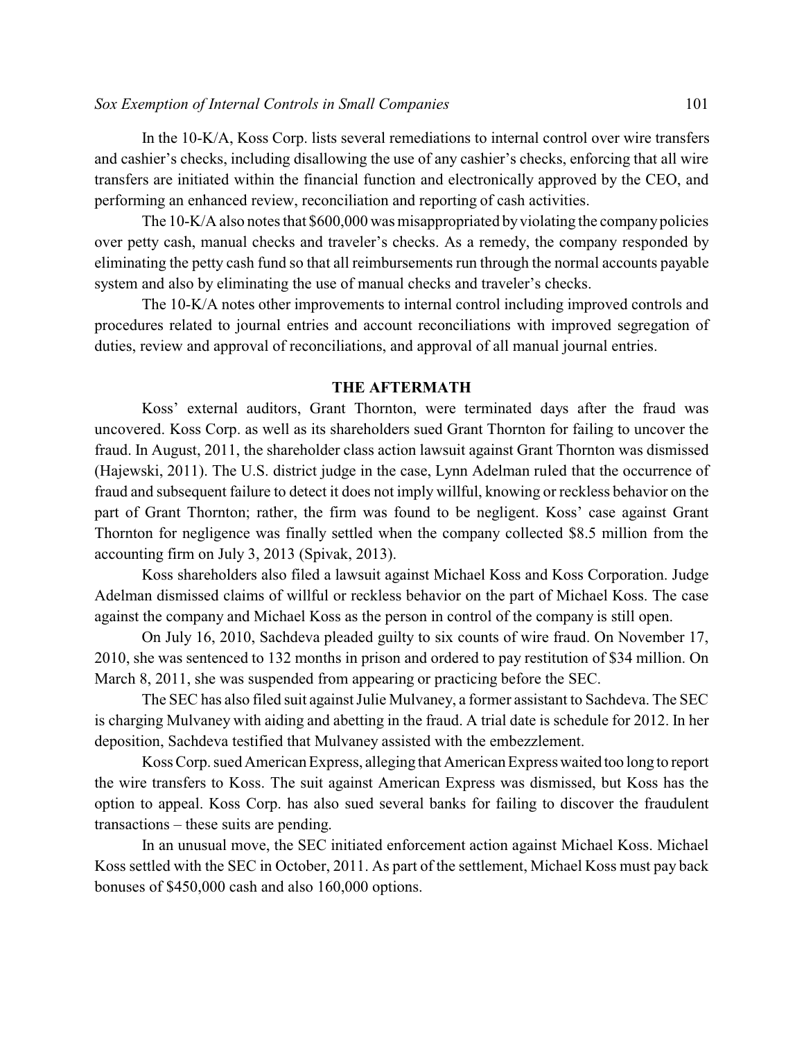In the 10-K/A, Koss Corp. lists several remediations to internal control over wire transfers and cashier's checks, including disallowing the use of any cashier's checks, enforcing that all wire transfers are initiated within the financial function and electronically approved by the CEO, and performing an enhanced review, reconciliation and reporting of cash activities.

The 10-K/A also notes that $600,000 was misappropriated by violating the company policies over petty cash, manual checks and traveler's checks. As a remedy, the company responded by eliminating the petty cash fund so that all reimbursements run through the normal accounts payable system and also by eliminating the use of manual checks and traveler's checks.

The 10-K/A notes other improvements to internal control including improved controls and procedures related to journal entries and account reconciliations with improved segregation of duties, review and approval of reconciliations, and approval of all manual journal entries.

## THE AFTERMATH

Koss' external auditors, Grant Thornton, were terminated days after the fraud was uncovered. Koss Corp. as well as its shareholders sued Grant Thornton for failing to uncover the fraud. In August, 2011, the shareholder class action lawsuit against Grant Thornton was dismissed (Hajewski, 2011). The U.S. district judge in the case, Lynn Adelman ruled that the occurrence of fraud and subsequent failure to detect it does not imply willful, knowing or reckless behavior on the part of Grant Thornton; rather, the firm was found to be negligent. Koss' case against Grant Thornton for negligence was finally settled when the company collected $8.5 million from the accounting firm on July 3, 2013 (Spivak, 2013).

Koss shareholders also filed a lawsuit against Michael Koss and Koss Corporation. Judge Adelman dismissed claims of willful or reckless behavior on the part of Michael Koss. The case against the company and Michael Koss as the person in control of the company is still open.

On July 16, 2010, Sachdeva pleaded guilty to six counts of wire fraud. On November 17, 2010, she was sentenced to 132 months in prison and ordered to pay restitution of $34 million. On March 8, 2011, she was suspended from appearing or practicing before the SEC.

The SEC has also filed suit against Julie Mulvaney, a former assistant to Sachdeva. The SEC is charging Mulvaney with aiding and abetting in the fraud. A trial date is schedule for 2012. In her deposition, Sachdeva testified that Mulvaney assisted with the embezzlement.

Koss Corp. sued American Express, alleging that American Express waited too long to report the wire transfers to Koss. The suit against American Express was dismissed, but Koss has the option to appeal. Koss Corp. has also sued several banks for failing to discover the fraudulent transactions – these suits are pending.

In an unusual move, the SEC initiated enforcement action against Michael Koss. Michael Koss settled with the SEC in October, 2011. As part of the settlement, Michael Koss must pay back bonuses of $450,000 cash and also 160,000 options.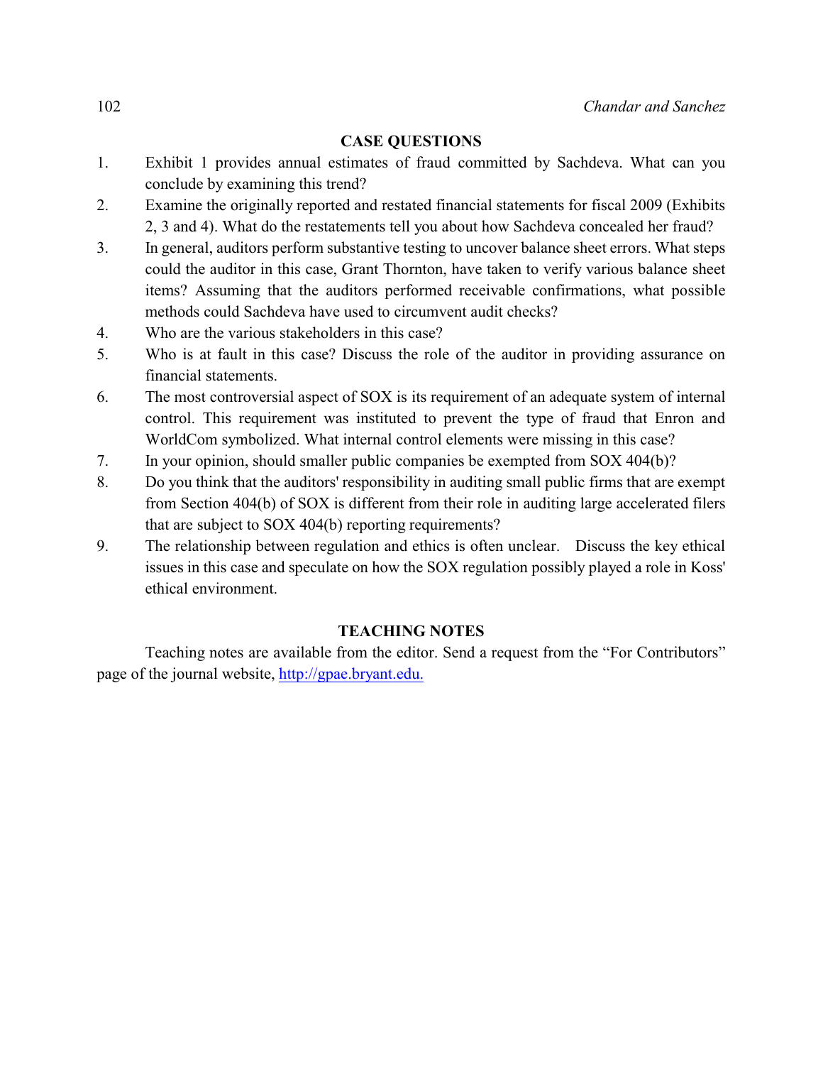## CASE QUESTIONS

1. Exhibit 1 provides annual estimates of fraud committed by Sachdeva. What can you conclude by examining this trend?
2. Examine the originally reported and restated financial statements for fiscal 2009 (Exhibits 2, 3 and 4). What do the restatements tell you about how Sachdeva concealed her fraud?
3. In general, auditors perform substantive testing to uncover balance sheet errors. What steps could the auditor in this case, Grant Thornton, have taken to verify various balance sheet items? Assuming that the auditors performed receivable confirmations, what possible methods could Sachdeva have used to circumvent audit checks?
4. Who are the various stakeholders in this case?
5. Who is at fault in this case? Discuss the role of the auditor in providing assurance on financial statements.
6. The most controversial aspect of SOX is its requirement of an adequate system of internal control. This requirement was instituted to prevent the type of fraud that Enron and WorldCom symbolized. What internal control elements were missing in this case?
7. In your opinion, should smaller public companies be exempted from SOX 404(b)?
8. Do you think that the auditors' responsibility in auditing small public firms that are exempt from Section 404(b) of SOX is different from their role in auditing large accelerated filers that are subject to SOX 404(b) reporting requirements?
9. The relationship between regulation and ethics is often unclear. Discuss the key ethical issues in this case and speculate on how the SOX regulation possibly played a role in Koss' ethical environment.

## TEACHING NOTES

Teaching notes are available from the editor. Send a request from the "For Contributors" page of the journal website, http://gpae.bryant.edu.